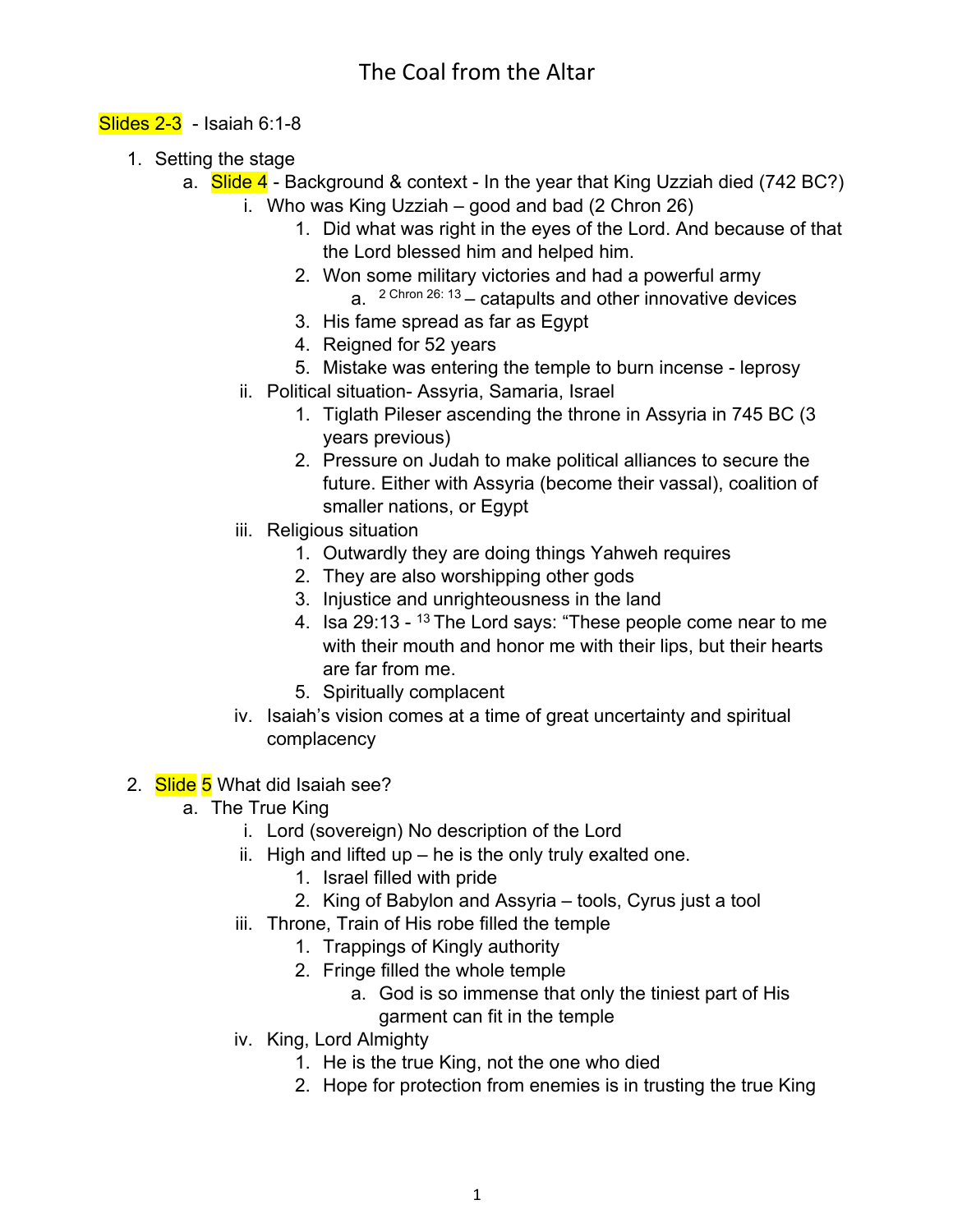# The Coal from the Altar

Slides 2-3 - Isaiah 6:1-8

1. Setting the stage
   a. Slide 4 - Background & context - In the year that King Uzziah died (742 BC?)
      i. Who was King Uzziah – good and bad (2 Chron 26)
         1. Did what was right in the eyes of the Lord. And because of that the Lord blessed him and helped him.
         2. Won some military victories and had a powerful army
            a. [2 Chron 26: 13] – catapults and other innovative devices
         3. His fame spread as far as Egypt
         4. Reigned for 52 years
         5. Mistake was entering the temple to burn incense - leprosy
      ii. Political situation- Assyria, Samaria, Israel
         1. Tiglath Pileser ascending the throne in Assyria in 745 BC (3 years previous)
         2. Pressure on Judah to make political alliances to secure the future. Either with Assyria (become their vassal), coalition of smaller nations, or Egypt
      iii. Religious situation
         1. Outwardly they are doing things Yahweh requires
         2. They are also worshipping other gods
         3. Injustice and unrighteousness in the land
         4. Isa 29:13 - [13] The Lord says: "These people come near to me with their mouth and honor me with their lips, but their hearts are far from me.
         5. Spiritually complacent
      iv. Isaiah's vision comes at a time of great uncertainty and spiritual complacency

2. Slide 5 What did Isaiah see?
   a. The True King
      i. Lord (sovereign) No description of the Lord
      ii. High and lifted up – he is the only truly exalted one.
         1. Israel filled with pride
         2. King of Babylon and Assyria – tools, Cyrus just a tool
      iii. Throne, Train of His robe filled the temple
         1. Trappings of Kingly authority
         2. Fringe filled the whole temple
            a. God is so immense that only the tiniest part of His garment can fit in the temple
      iv. King, Lord Almighty
         1. He is the true King, not the one who died
         2. Hope for protection from enemies is in trusting the true King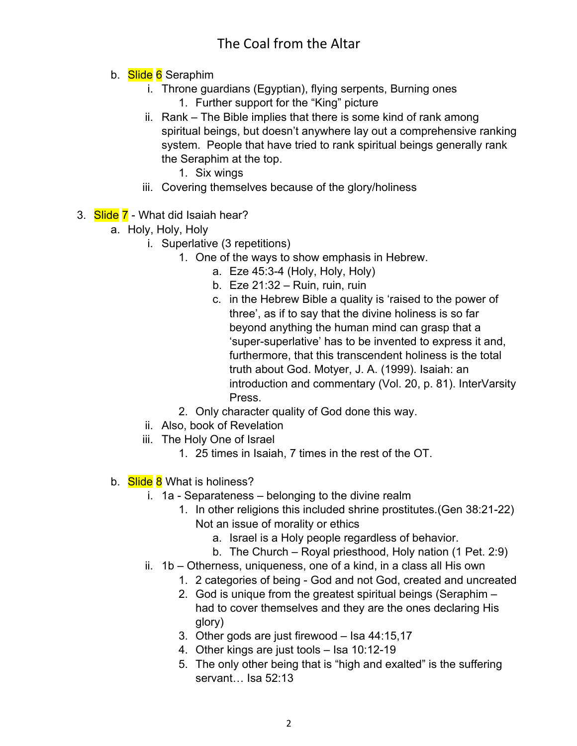b. Slide 6 Seraphim
    i. Throne guardians (Egyptian), flying serpents, Burning ones
        1. Further support for the "King" picture
    ii. Rank – The Bible implies that there is some kind of rank among spiritual beings, but doesn't anywhere lay out a comprehensive ranking system. People that have tried to rank spiritual beings generally rank the Seraphim at the top.
        1. Six wings
    iii. Covering themselves because of the glory/holiness

3. Slide 7 - What did Isaiah hear?
    a. Holy, Holy, Holy
        i. Superlative (3 repetitions)
            1. One of the ways to show emphasis in Hebrew.
                a. Eze 45:3-4 (Holy, Holy, Holy)
                b. Eze 21:32 – Ruin, ruin, ruin
                c. in the Hebrew Bible a quality is 'raised to the power of three', as if to say that the divine holiness is so far beyond anything the human mind can grasp that a 'super-superlative' has to be invented to express it and, furthermore, that this transcendent holiness is the total truth about God. Motyer, J. A. (1999). Isaiah: an introduction and commentary (Vol. 20, p. 81). InterVarsity Press.
            2. Only character quality of God done this way.
        ii. Also, book of Revelation
        iii. The Holy One of Israel
            1. 25 times in Isaiah, 7 times in the rest of the OT.

    b. Slide 8 What is holiness?
        i. 1a - Separateness – belonging to the divine realm
            1. In other religions this included shrine prostitutes.(Gen 38:21-22) Not an issue of morality or ethics
                a. Israel is a Holy people regardless of behavior.
                b. The Church – Royal priesthood, Holy nation (1 Pet. 2:9)
        ii. 1b – Otherness, uniqueness, one of a kind, in a class all His own
            1. 2 categories of being - God and not God, created and uncreated
            2. God is unique from the greatest spiritual beings (Seraphim – had to cover themselves and they are the ones declaring His glory)
            3. Other gods are just firewood – Isa 44:15,17
            4. Other kings are just tools – Isa 10:12-19
            5. The only other being that is "high and exalted" is the suffering servant… Isa 52:13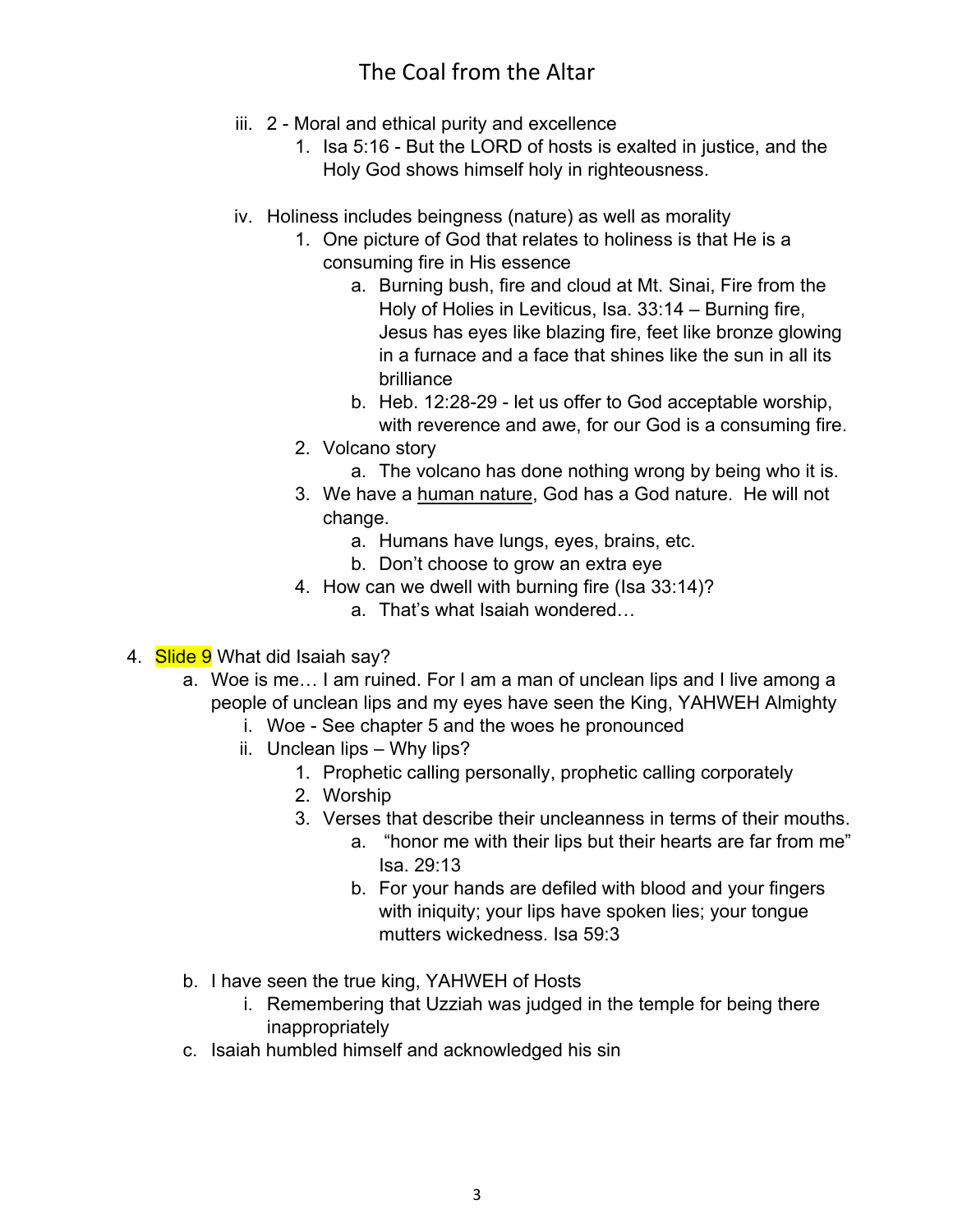iii. 2 - Moral and ethical purity and excellence
   1. Isa 5:16 - But the LORD of hosts is exalted in justice, and the Holy God shows himself holy in righteousness.

iv. Holiness includes beingness (nature) as well as morality
   1. One picture of God that relates to holiness is that He is a consuming fire in His essence
      a. Burning bush, fire and cloud at Mt. Sinai, Fire from the Holy of Holies in Leviticus, Isa. 33:14 – Burning fire, Jesus has eyes like blazing fire, feet like bronze glowing in a furnace and a face that shines like the sun in all its brilliance
      b. Heb. 12:28-29 - let us offer to God acceptable worship, with reverence and awe, for our God is a consuming fire.
   2. Volcano story
      a. The volcano has done nothing wrong by being who it is.
   3. We have a <u>human nature</u>, God has a God nature. He will not change.
      a. Humans have lungs, eyes, brains, etc.
      b. Don't choose to grow an extra eye
   4. How can we dwell with burning fire (Isa 33:14)?
      a. That's what Isaiah wondered…

4. <mark>Slide 9</mark> What did Isaiah say?
   a. Woe is me… I am ruined. For I am a man of unclean lips and I live among a people of unclean lips and my eyes have seen the King, YAHWEH Almighty
      i. Woe - See chapter 5 and the woes he pronounced
      ii. Unclean lips – Why lips?
         1. Prophetic calling personally, prophetic calling corporately
         2. Worship
         3. Verses that describe their uncleanness in terms of their mouths.
            a. "honor me with their lips but their hearts are far from me" Isa. 29:13
            b. For your hands are defiled with blood and your fingers with iniquity; your lips have spoken lies; your tongue mutters wickedness. Isa 59:3

   b. I have seen the true king, YAHWEH of Hosts
      i. Remembering that Uzziah was judged in the temple for being there inappropriately
   c. Isaiah humbled himself and acknowledged his sin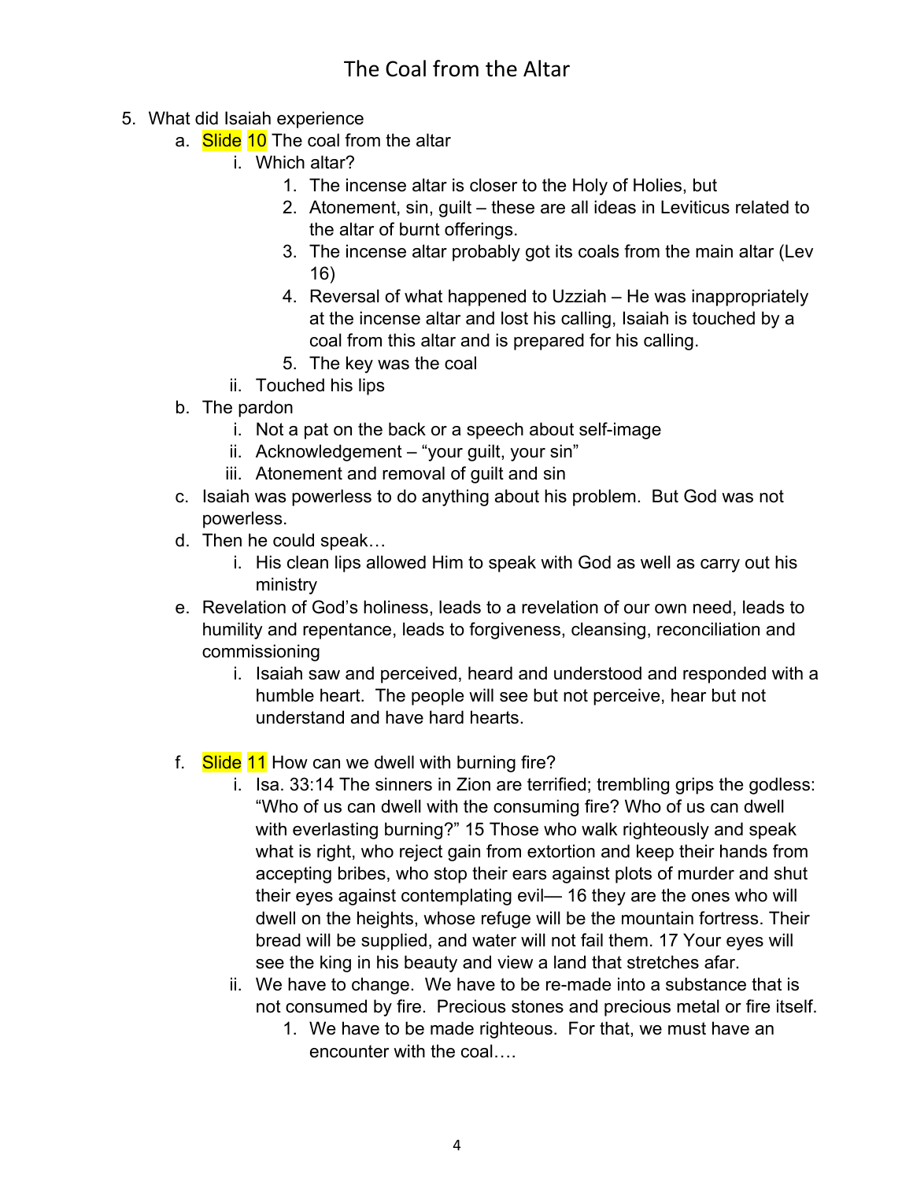# The Coal from the Altar

5. What did Isaiah experience
    a. Slide 10 The coal from the altar
        i. Which altar?
            1. The incense altar is closer to the Holy of Holies, but
            2. Atonement, sin, guilt – these are all ideas in Leviticus related to the altar of burnt offerings.
            3. The incense altar probably got its coals from the main altar (Lev 16)
            4. Reversal of what happened to Uzziah – He was inappropriately at the incense altar and lost his calling, Isaiah is touched by a coal from this altar and is prepared for his calling.
            5. The key was the coal
        ii. Touched his lips
    b. The pardon
        i. Not a pat on the back or a speech about self-image
        ii. Acknowledgement – "your guilt, your sin"
        iii. Atonement and removal of guilt and sin
    c. Isaiah was powerless to do anything about his problem. But God was not powerless.
    d. Then he could speak…
        i. His clean lips allowed Him to speak with God as well as carry out his ministry
    e. Revelation of God's holiness, leads to a revelation of our own need, leads to humility and repentance, leads to forgiveness, cleansing, reconciliation and commissioning
        i. Isaiah saw and perceived, heard and understood and responded with a humble heart. The people will see but not perceive, hear but not understand and have hard hearts.
    f. Slide 11 How can we dwell with burning fire?
        i. Isa. 33:14 The sinners in Zion are terrified; trembling grips the godless: "Who of us can dwell with the consuming fire? Who of us can dwell with everlasting burning?" 15 Those who walk righteously and speak what is right, who reject gain from extortion and keep their hands from accepting bribes, who stop their ears against plots of murder and shut their eyes against contemplating evil— 16 they are the ones who will dwell on the heights, whose refuge will be the mountain fortress. Their bread will be supplied, and water will not fail them. 17 Your eyes will see the king in his beauty and view a land that stretches afar.
        ii. We have to change. We have to be re-made into a substance that is not consumed by fire. Precious stones and precious metal or fire itself.
            1. We have to be made righteous. For that, we must have an encounter with the coal….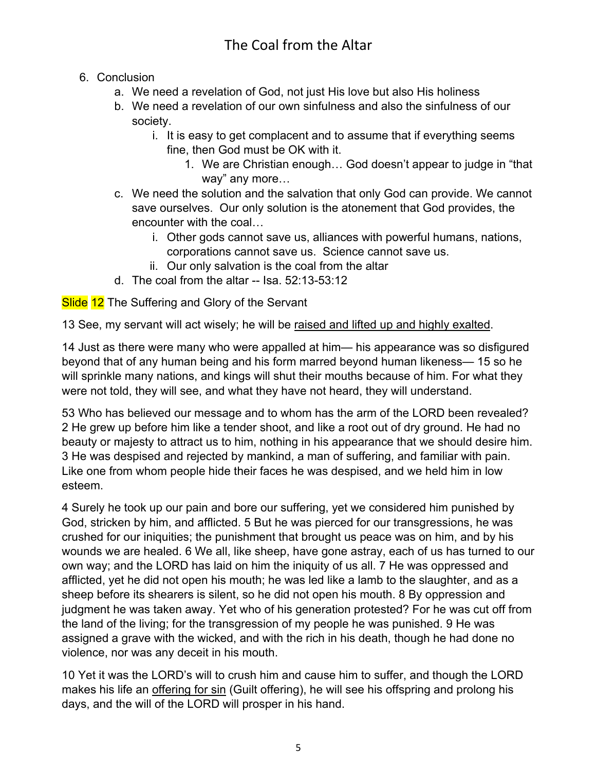6. Conclusion
    a. We need a revelation of God, not just His love but also His holiness
    b. We need a revelation of our own sinfulness and also the sinfulness of our society.
        i. It is easy to get complacent and to assume that if everything seems fine, then God must be OK with it.
            1. We are Christian enough… God doesn't appear to judge in "that way" any more…
    c. We need the solution and the salvation that only God can provide. We cannot save ourselves. Our only solution is the atonement that God provides, the encounter with the coal…
        i. Other gods cannot save us, alliances with powerful humans, nations, corporations cannot save us. Science cannot save us.
        ii. Our only salvation is the coal from the altar
    d. The coal from the altar -- Isa. 52:13-53:12

Slide 12 The Suffering and Glory of the Servant

13 See, my servant will act wisely; he will be raised and lifted up and highly exalted.

14 Just as there were many who were appalled at him— his appearance was so disfigured beyond that of any human being and his form marred beyond human likeness— 15 so he will sprinkle many nations, and kings will shut their mouths because of him. For what they were not told, they will see, and what they have not heard, they will understand.

53 Who has believed our message and to whom has the arm of the LORD been revealed? 2 He grew up before him like a tender shoot, and like a root out of dry ground. He had no beauty or majesty to attract us to him, nothing in his appearance that we should desire him. 3 He was despised and rejected by mankind, a man of suffering, and familiar with pain. Like one from whom people hide their faces he was despised, and we held him in low esteem.

4 Surely he took up our pain and bore our suffering, yet we considered him punished by God, stricken by him, and afflicted. 5 But he was pierced for our transgressions, he was crushed for our iniquities; the punishment that brought us peace was on him, and by his wounds we are healed. 6 We all, like sheep, have gone astray, each of us has turned to our own way; and the LORD has laid on him the iniquity of us all. 7 He was oppressed and afflicted, yet he did not open his mouth; he was led like a lamb to the slaughter, and as a sheep before its shearers is silent, so he did not open his mouth. 8 By oppression and judgment he was taken away. Yet who of his generation protested? For he was cut off from the land of the living; for the transgression of my people he was punished. 9 He was assigned a grave with the wicked, and with the rich in his death, though he had done no violence, nor was any deceit in his mouth.

10 Yet it was the LORD's will to crush him and cause him to suffer, and though the LORD makes his life an offering for sin (Guilt offering), he will see his offspring and prolong his days, and the will of the LORD will prosper in his hand.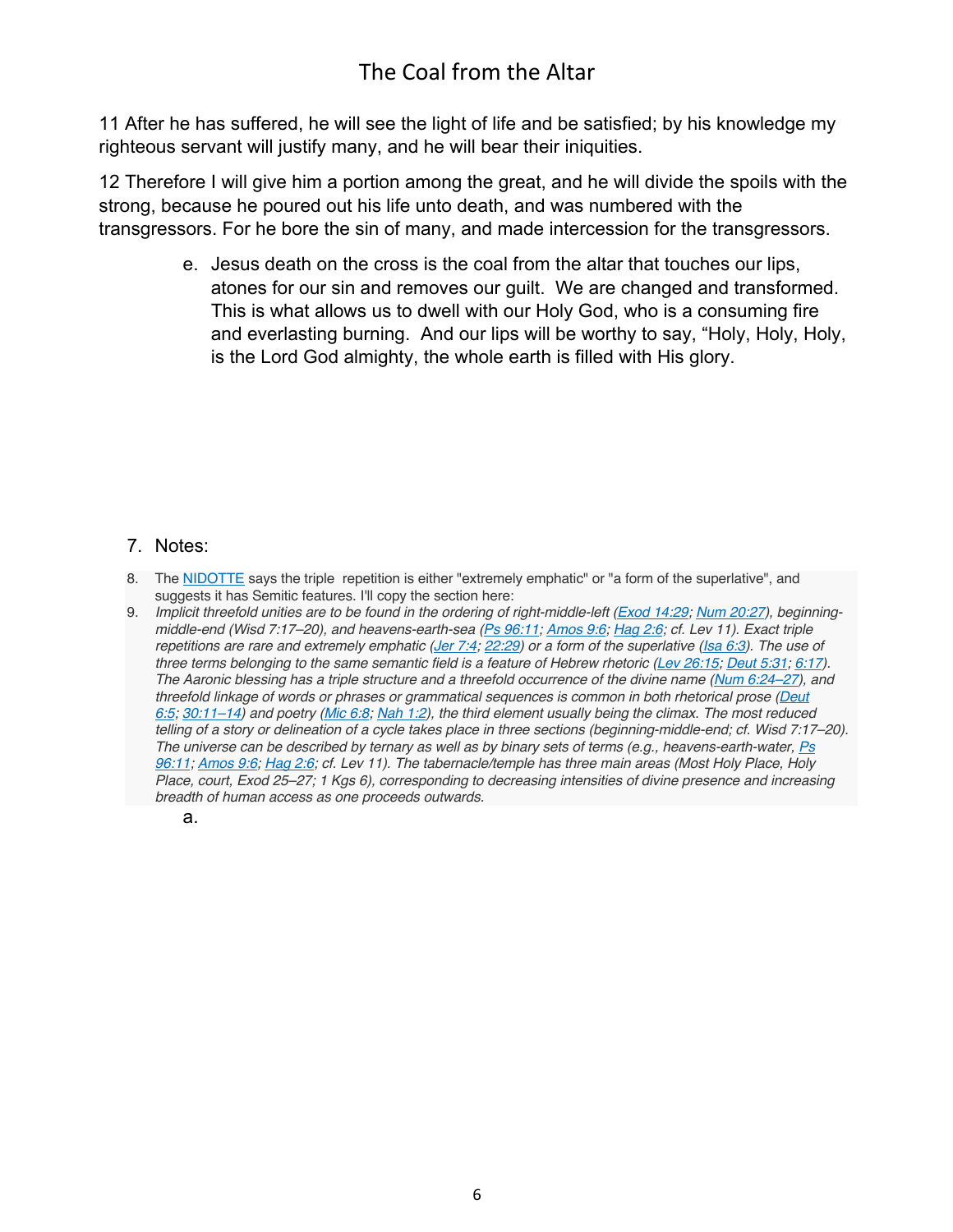11 After he has suffered, he will see the light of life and be satisfied; by his knowledge my righteous servant will justify many, and he will bear their iniquities.

12 Therefore I will give him a portion among the great, and he will divide the spoils with the strong, because he poured out his life unto death, and was numbered with the transgressors. For he bore the sin of many, and made intercession for the transgressors.

e. Jesus death on the cross is the coal from the altar that touches our lips, atones for our sin and removes our guilt. We are changed and transformed. This is what allows us to dwell with our Holy God, who is a consuming fire and everlasting burning. And our lips will be worthy to say, "Holy, Holy, Holy, is the Lord God almighty, the whole earth is filled with His glory.

7. Notes:

8. The NIDOTTE says the triple repetition is either "extremely emphatic" or "a form of the superlative", and suggests it has Semitic features. I'll copy the section here:

9. *Implicit threefold unities are to be found in the ordering of right-middle-left (Exod 14:29; Num 20:27), beginning-middle-end (Wisd 7:17–20), and heavens-earth-sea (Ps 96:11; Amos 9:6; Hag 2:6; cf. Lev 11). Exact triple repetitions are rare and extremely emphatic (Jer 7:4; 22:29) or a form of the superlative (Isa 6:3). The use of three terms belonging to the same semantic field is a feature of Hebrew rhetoric (Lev 26:15; Deut 5:31; 6:17). The Aaronic blessing has a triple structure and a threefold occurrence of the divine name (Num 6:24–27), and threefold linkage of words or phrases or grammatical sequences is common in both rhetorical prose (Deut 6:5; 30:11–14) and poetry (Mic 6:8; Nah 1:2), the third element usually being the climax. The most reduced telling of a story or delineation of a cycle takes place in three sections (beginning-middle-end; cf. Wisd 7:17–20). The universe can be described by ternary as well as by binary sets of terms (e.g., heavens-earth-water, Ps 96:11; Amos 9:6; Hag 2:6; cf. Lev 11). The tabernacle/temple has three main areas (Most Holy Place, Holy Place, court, Exod 25–27; 1 Kgs 6), corresponding to decreasing intensities of divine presence and increasing breadth of human access as one proceeds outwards.*

a.